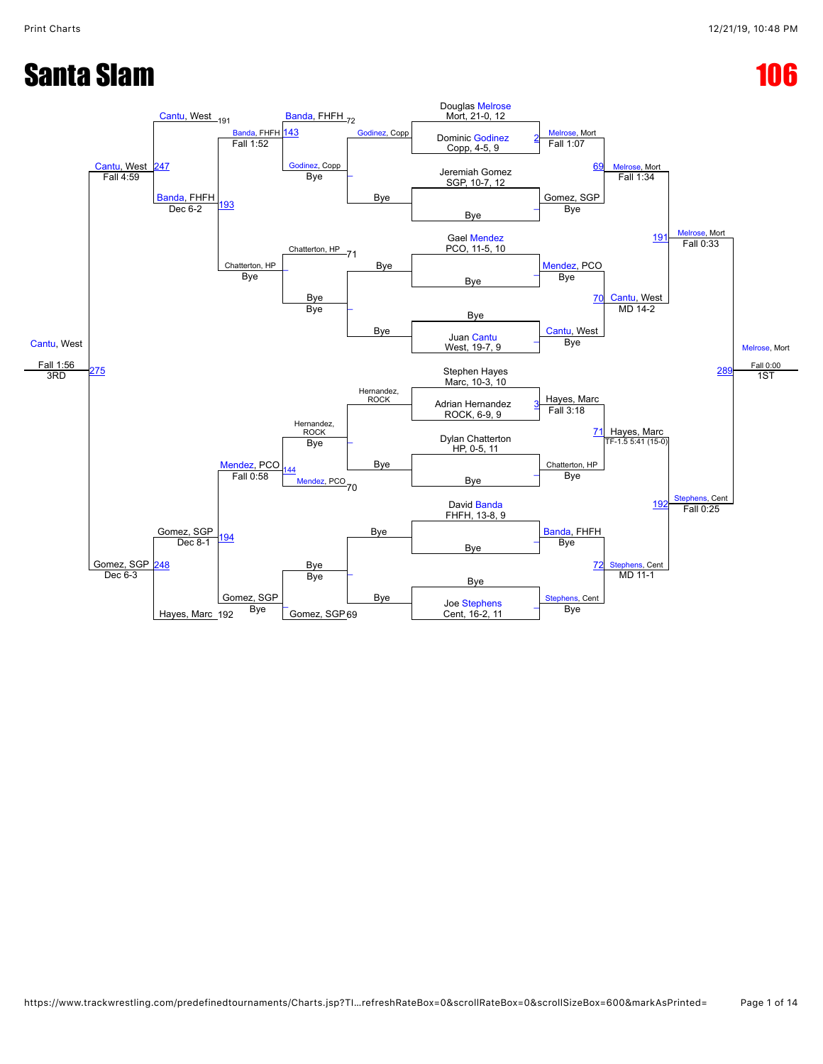# Santa Slam

# 106

## Championship Bracket

**First Round**

- Douglas Melrose, Mort, 21-0, 12 vs. Dominic Godinez, Copp, 4-5, 9 (2) — Melrose, Mort — Fall 1:07
- Jeremiah Gomez, SGP, 10-7, 12 vs. Bye — Gomez, SGP — Bye
- Gael Mendez, PCO, 11-5, 10 vs. Bye — Mendez, PCO — Bye
- Bye vs. Juan Cantu, West, 19-7, 9 — Cantu, West — Bye
- Stephen Hayes, Marc, 10-3, 10 vs. Adrian Hernandez, ROCK, 6-9, 9 (3) — Hayes, Marc — Fall 3:18
- Dylan Chatterton, HP, 0-5, 11 vs. Bye — Chatterton, HP — Bye
- David Banda, FHFH, 13-8, 9 vs. Bye — Banda, FHFH — Bye
- Bye vs. Joe Stephens, Cent, 16-2, 11 — Stephens, Cent — Bye

**Quarterfinals**

- (69) Melrose, Mort vs. Gomez, SGP — Melrose, Mort — Fall 1:34
- (70) Mendez, PCO vs. Cantu, West — Cantu, West — MD 14-2
- (71) Hayes, Marc vs. Chatterton, HP — Hayes, Marc — TF-1.5 5:41 (15-0)
- (72) Banda, FHFH vs. Stephens, Cent — Stephens, Cent — MD 11-1

**Semifinals**

- (191) Melrose, Mort vs. Cantu, West — Melrose, Mort — Fall 0:33
- (192) Hayes, Marc vs. Stephens, Cent — Stephens, Cent — Fall 0:25

**Final**

- (289) Melrose, Mort vs. Stephens, Cent — Melrose, Mort — Fall 0:00 — 1ST

## Consolation Bracket

**Consolation Round 1**

- Godinez, Copp vs. Bye — Godinez, Copp — Bye
- Bye vs. Bye — Bye
- Hernandez, ROCK vs. Bye — Hernandez, ROCK — Bye
- Bye vs. Bye — Bye

**Consolation Round 2**

- (72) Banda, FHFH vs. (143) Godinez, Copp — Banda, FHFH — Fall 1:52
- (71) Chatterton, HP vs. Bye — Chatterton, HP — Bye
- (144) Hernandez, ROCK vs. (70) Mendez, PCO — Mendez, PCO — Fall 0:58
- Bye vs. (69) Gomez, SGP — Gomez, SGP — Bye

**Consolation Round 3**

- (191) Cantu, West vs. (193) Banda, FHFH — Cantu, West — Dec 6-2 (Banda, FHFH listed: Dec 6-2)
- (194) Mendez, PCO vs. Gomez, SGP — Gomez, SGP — Dec 8-1
- Gomez, SGP vs. Hayes, Marc (192)

**Consolation Semifinal**

- (247) Cantu, West — Fall 4:59
- (248) Gomez, SGP — Dec 6-3

**3rd Place**

- (275) Cantu, West vs. Gomez, SGP — Cantu, West — Fall 1:56 — 3RD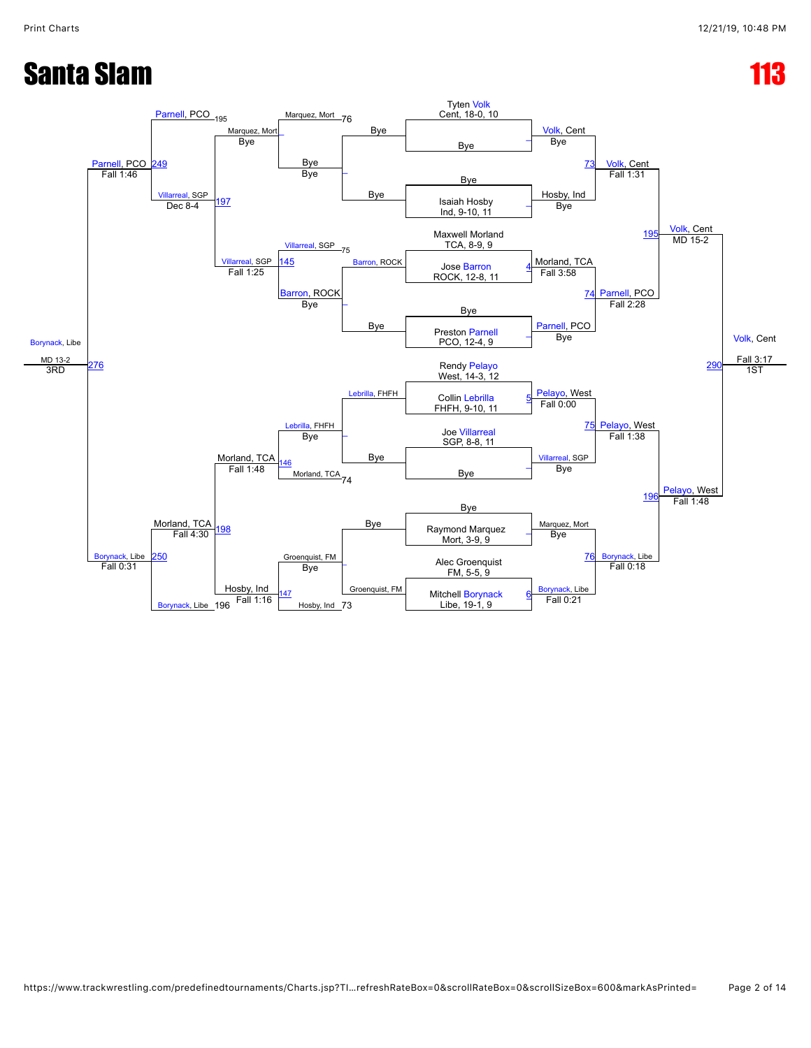# Santa Slam

# 113

## Championship Bracket

**Seeds / First Round**

| Match | Wrestler 1 | Wrestler 2 | Winner | Result |
|---|---|---|---|---|
| 1 | Tyten Volk, Cent, 18-0, 10 | Bye | Volk, Cent | Bye |
| 2 | Bye | Isaiah Hosby, Ind, 9-10, 11 | Hosby, Ind | Bye |
| 4 | Maxwell Morland, TCA, 8-9, 9 | Jose Barron, ROCK, 12-8, 11 | Morland, TCA | Fall 3:58 |
| 3 | Bye | Preston Parnell, PCO, 12-4, 9 | Parnell, PCO | Bye |
| 5 | Rendy Pelayo, West, 14-3, 12 | Collin Lebrilla, FHFH, 9-10, 11 | Pelayo, West | Fall 0:00 |
| 6 | Joe Villarreal, SGP, 8-8, 11 | Bye | Villarreal, SGP | Bye |
| 7 | Bye | Raymond Marquez, Mort, 3-9, 9 | Marquez, Mort | Bye |
| 6 | Alec Groenquist, FM, 5-5, 9 | Mitchell Borynack, Libe, 19-1, 9 | Borynack, Libe | Fall 0:21 |

**Quarterfinals**

| Match | Wrestler 1 | Wrestler 2 | Winner | Result |
|---|---|---|---|---|
| 73 | Volk, Cent | Hosby, Ind | Volk, Cent | Fall 1:31 |
| 74 | Morland, TCA | Parnell, PCO | Parnell, PCO | Fall 2:28 |
| 75 | Pelayo, West | Villarreal, SGP | Pelayo, West | Fall 1:38 |
| 76 | Marquez, Mort | Borynack, Libe | Borynack, Libe | Fall 0:18 |

**Semifinals**

| Match | Wrestler 1 | Wrestler 2 | Winner | Result |
|---|---|---|---|---|
| 195 | Volk, Cent | Parnell, PCO | Volk, Cent | MD 15-2 |
| 196 | Pelayo, West | Borynack, Libe | Pelayo, West | Fall 1:48 |

**Final**

| Match | Wrestler 1 | Wrestler 2 | Winner | Result |
|---|---|---|---|---|
| 290 | Volk, Cent | Pelayo, West | Volk, Cent | Fall 3:17 (1ST) |

## Consolation Bracket

| Match | Wrestler 1 | Wrestler 2 | Winner | Result |
|---|---|---|---|---|
| – | Bye | Bye | Bye | |
| – | Barron, ROCK | Bye | Barron, ROCK | Bye |
| – | Lebrilla, FHFH | Bye | Lebrilla, FHFH | Bye |
| – | Bye | Groenquist, FM | Groenquist, FM | Bye |
| – | Marquez, Mort (L76) | Bye | Marquez, Mort | Bye |
| 145 | Villarreal, SGP (L75) | Barron, ROCK | Villarreal, SGP | Fall 1:25 |
| 146 | Lebrilla, FHFH | Morland, TCA (L74) | Morland, TCA | Fall 1:48 |
| 147 | Groenquist, FM | Hosby, Ind (L73) | Hosby, Ind | Fall 1:16 |
| 197 | Marquez, Mort | Villarreal, SGP | Villarreal, SGP | Dec 8-4 |
| 198 | Morland, TCA | Hosby, Ind | Morland, TCA | Fall 4:30 |
| 249 | Parnell, PCO (L195) | Villarreal, SGP | Parnell, PCO | Fall 1:46 |
| 250 | Morland, TCA | Borynack, Libe (L196) | Borynack, Libe | Fall 0:31 |
| 276 | Parnell, PCO | Borynack, Libe | Borynack, Libe | MD 13-2 (3RD) |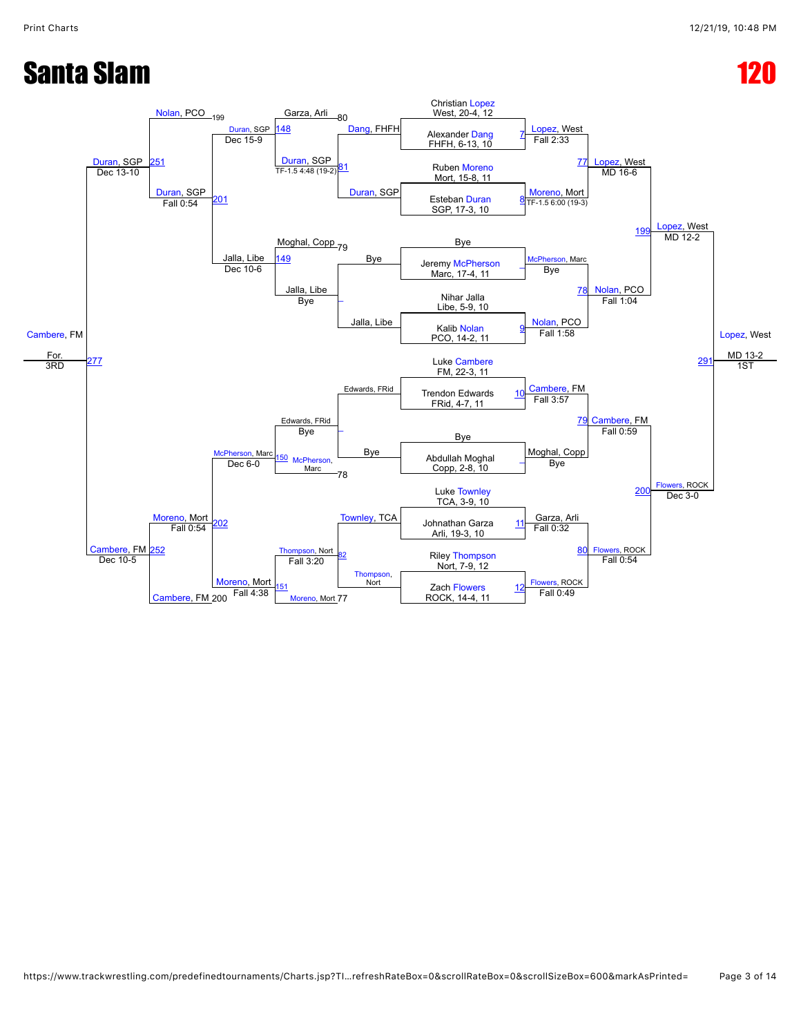# Santa Slam

# 120

## Championship Bracket

**First Round**

- Christian Lopez, West, 20-4, 12 vs Alexander Dang, FHFH, 6-13, 10 — Match 7: Lopez, West, Fall 2:33
- Ruben Moreno, Mort, 15-8, 11 vs Esteban Duran, SGP, 17-3, 10 — Match 8: Moreno, Mort, TF-1.5 6:00 (19-3)
- Bye vs Jeremy McPherson, Marc, 17-4, 11 — McPherson, Marc, Bye
- Nihar Jalla, Libe, 5-9, 10 vs Kalib Nolan, PCO, 14-2, 11 — Match 9: Nolan, PCO, Fall 1:58
- Luke Cambere, FM, 22-3, 11 vs Trendon Edwards, FRid, 4-7, 11 — Match 10: Cambere, FM, Fall 3:57
- Bye vs Abdullah Moghal, Copp, 2-8, 10 — Moghal, Copp, Bye
- Luke Townley, TCA, 3-9, 10 vs Johnathan Garza, Arli, 19-3, 10 — Match 11: Garza, Arli, Fall 0:32
- Riley Thompson, Nort, 7-9, 12 vs Zach Flowers, ROCK, 14-4, 11 — Match 12: Flowers, ROCK, Fall 0:49

**Quarterfinals**

- Match 77: Lopez, West, MD 16-6
- Match 78: Nolan, PCO, Fall 1:04
- Match 79: Cambere, FM, Fall 0:59
- Match 80: Flowers, ROCK, Fall 0:54

**Semifinals**

- Match 199: Lopez, West, MD 12-2
- Match 200: Flowers, ROCK, Dec 3-0

**Final**

- Match 291: Lopez, West, MD 13-2 — 1ST

## Consolation Bracket

**Consolation Round 1**

- Dang, FHFH vs Duran, SGP — Match 81: Duran, SGP, TF-1.5 4:48 (19-2)
- Bye vs Jalla, Libe — Jalla, Libe, Bye
- Edwards, FRid vs Bye — Edwards, FRid, Bye
- Townley, TCA vs Thompson, Nort — Match 82: Thompson, Nort, Fall 3:20

**Consolation Round 2**

- Garza, Arli (80) vs Duran, SGP — Match 148: Duran, SGP, Dec 15-9
- Moghal, Copp (79) vs Jalla, Libe — Match 149: Jalla, Libe, Dec 10-6
- Edwards, FRid vs McPherson, Marc (78) — Match 150: McPherson, Marc, Dec 6-0
- Thompson, Nort vs Moreno, Mort (77) — Match 151: Moreno, Mort, Fall 4:38

**Consolation Quarterfinals**

- Nolan, PCO (199) vs Duran, SGP — Match 201: Duran, SGP, Fall 0:54
- Moreno, Mort vs Cambere, FM (200) — Match 202: Moreno, Mort, Fall 0:54

**Consolation Semifinals**

- Match 251: Duran, SGP, Dec 13-10
- Match 252: Cambere, FM, Dec 10-5

**3rd Place**

- Match 277: Cambere, FM, For. — 3RD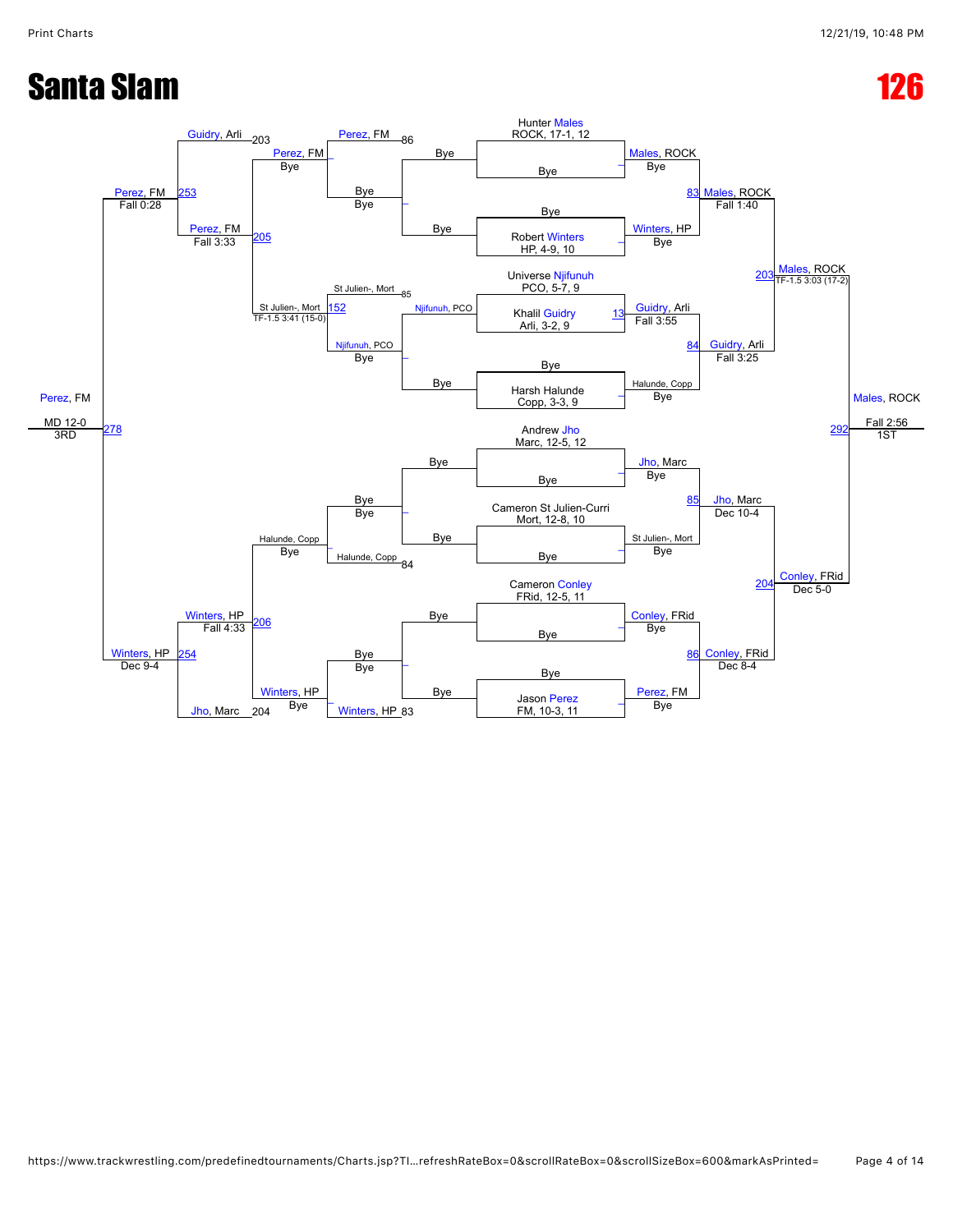# Santa Slam

# 126

## Championship Bracket (Right Side)

**First Round**

- Hunter Males, ROCK, 17-1, 12 vs Bye — Males, ROCK (Bye)
- Bye vs Robert Winters, HP, 4-9, 10 — Winters, HP (Bye)
- Universe Njifunuh, PCO, 5-7, 9 vs Khalil Guidry, Arli, 3-2, 9 — Bout 13: Guidry, Arli (Fall 3:55)
- Bye vs Harsh Halunde, Copp, 3-3, 9 — Halunde, Copp (Bye)
- Andrew Jho, Marc, 12-5, 12 vs Bye — Jho, Marc (Bye)
- Cameron St Julien-Curri, Mort, 12-8, 10 vs Bye — St Julien-, Mort (Bye)
- Cameron Conley, FRid, 12-5, 11 vs Bye — Conley, FRid (Bye)
- Bye vs Jason Perez, FM, 10-3, 11 — Perez, FM (Bye)

**Quarterfinals**

- Bout 83: Males, ROCK over Winters, HP — Fall 1:40
- Bout 84: Guidry, Arli over Halunde, Copp — Fall 3:25
- Bout 85: Jho, Marc over St Julien-, Mort — Dec 10-4
- Bout 86: Conley, FRid over Perez, FM — Dec 8-4

**Semifinals**

- Bout 203: Males, ROCK over Guidry, Arli — TF-1.5 3:03 (17-2)
- Bout 204: Conley, FRid over Jho, Marc — Dec 5-0

**Final**

- Bout 292: Males, ROCK over Conley, FRid — Fall 2:56 — 1ST

## Consolation Bracket (Left Side)

**Consolation Round 1**

- Perez, FM (loser of 86) — Bye — Perez, FM (Bye)
- Bye / Bye
- St Julien-, Mort (loser of 85) vs Njifunuh, PCO — Bout 152: St Julien-, Mort (TF-1.5 3:41 (15-0))
- Njifunuh, PCO — Bye
- Bye / Bye
- Halunde, Copp (loser of 84) — Bye — Halunde, Copp (Bye)
- Bye / Bye
- Winters, HP (loser of 83) — Bye — Winters, HP (Bye)

**Consolation Round 2**

- Bout 205: Perez, FM over St Julien-, Mort — Fall 3:33
- Bout 206: Winters, HP over Halunde, Copp — Fall 4:33

**Consolation Semifinals**

- Bout 253: Perez, FM over Guidry, Arli (loser of 203) — Fall 0:28
- Bout 254: Winters, HP over Jho, Marc (loser of 204) — Dec 9-4

**3rd Place**

- Bout 278: Perez, FM over Winters, HP — MD 12-0 — 3RD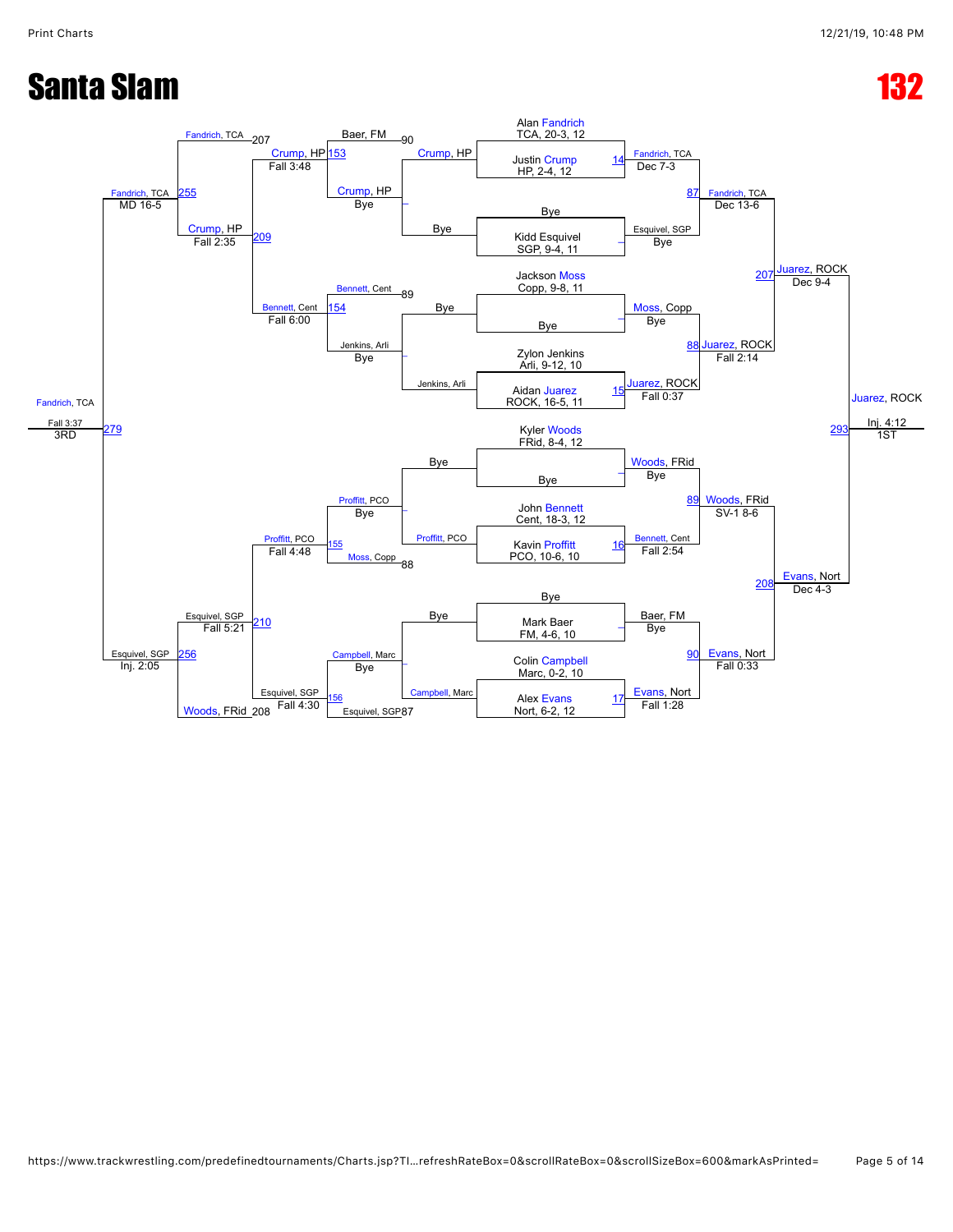# Santa Slam

# 132

## Championship Bracket

**Top half**

- Alan Fandrich, TCA, 20-3, 12 — Bye
- Justin Crump, HP, 2-4, 12 vs Fandrich — Match 14: Fandrich, TCA, Dec 7-3
- Bye — Kidd Esquivel, SGP, 9-4, 11 — Esquivel, SGP, Bye
- Match 87: Fandrich, TCA, Dec 13-6
- Jackson Moss, Copp, 9-8, 11 — Bye — Moss, Copp, Bye
- Zylon Jenkins, Arli, 9-12, 10 vs Aidan Juarez, ROCK, 16-5, 11 — Match 15: Juarez, ROCK, Fall 0:37
- Match 88: Juarez, ROCK, Fall 2:14
- Match 207: Juarez, ROCK, Dec 9-4

**Bottom half**

- Kyler Woods, FRid, 8-4, 12 — Bye — Woods, FRid, Bye
- John Bennett, Cent, 18-3, 12 vs Kavin Proffitt, PCO, 10-6, 10 — Match 16: Bennett, Cent, Fall 2:54
- Match 89: Woods, FRid, SV-1 8-6
- Bye — Mark Baer, FM, 4-6, 10 — Baer, FM, Bye
- Colin Campbell, Marc, 0-2, 10 vs Alex Evans, Nort, 6-2, 12 — Match 17: Evans, Nort, Fall 1:28
- Match 90: Evans, Nort, Fall 0:33
- Match 208: Evans, Nort, Dec 4-3

**Final**

- Match 293: Juarez, ROCK, Inj. 4:12 — 1ST

## Consolation Bracket

- Crump, HP — Bye; Esquivel, SGP — Bye; Baer, FM loser 90
- Match 153: Crump, HP, Fall 3:48 (Baer, FM vs Crump, HP)
- Bennett, Cent loser 89; Jenkins, Arli — Bye
- Match 154: Bennett, Cent, Fall 6:00
- Proffitt, PCO — Bye; Moss, Copp loser 88
- Match 155: Proffitt, PCO, Fall 4:48
- Campbell, Marc — Bye; Esquivel, SGP loser 87
- Match 156: Esquivel, SGP, Fall 4:30
- Match 209: Crump, HP, Fall 2:35 (Fandrich, TCA loser 207 vs Crump, HP)
- Match 210: Esquivel, SGP, Fall 5:21 (Esquivel, SGP vs Woods, FRid loser 208)
- Match 255: Fandrich, TCA, MD 16-5
- Match 256: Esquivel, SGP, Inj. 2:05
- Match 279: Fandrich, TCA, Fall 3:37 — 3RD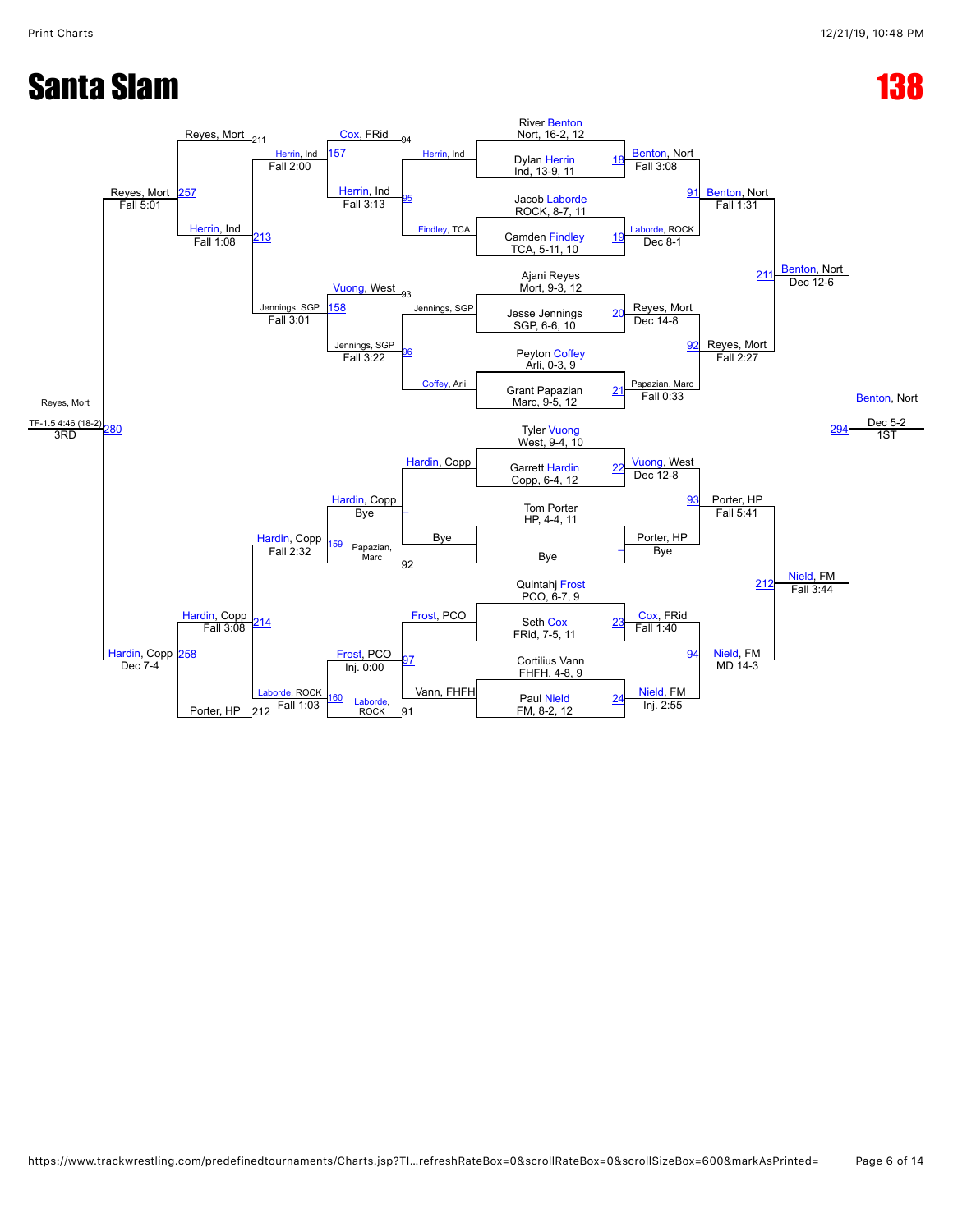# Santa Slam

# 138

## Championship Bracket

| Bout | Wrestler 1 | Wrestler 2 | Winner | Result |
|---|---|---|---|---|
| 18 | Dylan Herrin, Ind, 13-9, 11 | River Benton, Nort, 16-2, 12 | Benton, Nort | Fall 3:08 |
| 19 | Jacob Laborde, ROCK, 8-7, 11 | Camden Findley, TCA, 5-11, 10 | Laborde, ROCK | Dec 8-1 |
| 20 | Ajani Reyes, Mort, 9-3, 12 | Jesse Jennings, SGP, 6-6, 10 | Reyes, Mort | Dec 14-8 |
| 21 | Peyton Coffey, Arli, 0-3, 9 | Grant Papazian, Marc, 9-5, 12 | Papazian, Marc | Fall 0:33 |
| 22 | Tyler Vuong, West, 9-4, 10 | Garrett Hardin, Copp, 6-4, 12 | Vuong, West | Dec 12-8 |
| – | Tom Porter, HP, 4-4, 11 | Bye | Porter, HP | Bye |
| 23 | Quintahj Frost, PCO, 6-7, 9 | Seth Cox, FRid, 7-5, 11 | Cox, FRid | Fall 1:40 |
| 24 | Cortilius Vann, FHFH, 4-8, 9 | Paul Nield, FM, 8-2, 12 | Nield, FM | Inj. 2:55 |
| 91 | Benton, Nort | Laborde, ROCK | Benton, Nort | Fall 1:31 |
| 92 | Reyes, Mort | Papazian, Marc | Reyes, Mort | Fall 2:27 |
| 93 | Vuong, West | Porter, HP | Porter, HP | Fall 5:41 |
| 94 | Cox, FRid | Nield, FM | Nield, FM | MD 14-3 |
| 211 | Benton, Nort | Reyes, Mort | Benton, Nort | Dec 12-6 |
| 212 | Porter, HP | Nield, FM | Nield, FM | Fall 3:44 |
| 294 | Benton, Nort | Nield, FM | Benton, Nort | Dec 5-2 |

**1ST:** Benton, Nort

## Consolation Bracket

| Bout | Wrestler 1 | Wrestler 2 | Winner | Result |
|---|---|---|---|---|
| 95 | Herrin, Ind | Findley, TCA | Herrin, Ind | Fall 3:13 |
| 96 | Jennings, SGP | Coffey, Arli | Jennings, SGP | Fall 3:22 |
| – | Hardin, Copp | Bye | Hardin, Copp | Bye |
| 97 | Frost, PCO | Vann, FHFH | Frost, PCO | Inj. 0:00 |
| 157 | Cox, FRid (94) | Herrin, Ind | Herrin, Ind | Fall 2:00 |
| 158 | Vuong, West (93) | Jennings, SGP | Jennings, SGP | Fall 3:01 |
| 159 | Hardin, Copp | Papazian, Marc (92) | Hardin, Copp | Fall 2:32 |
| 160 | Frost, PCO | Laborde, ROCK (91) | Laborde, ROCK | Fall 1:03 |
| 213 | Reyes, Mort (211) | Herrin, Ind | Herrin, Ind | Fall 1:08 |
| 214 | Hardin, Copp | Laborde, ROCK | Hardin, Copp | Fall 3:08 |
| 257 | Reyes, Mort | Herrin, Ind | Reyes, Mort | Fall 5:01 |
| 258 | Hardin, Copp | Porter, HP (212) | Hardin, Copp | Dec 7-4 |
| 280 | Reyes, Mort | Hardin, Copp | Reyes, Mort | TF-1.5 4:46 (18-2) |

**3RD:** Reyes, Mort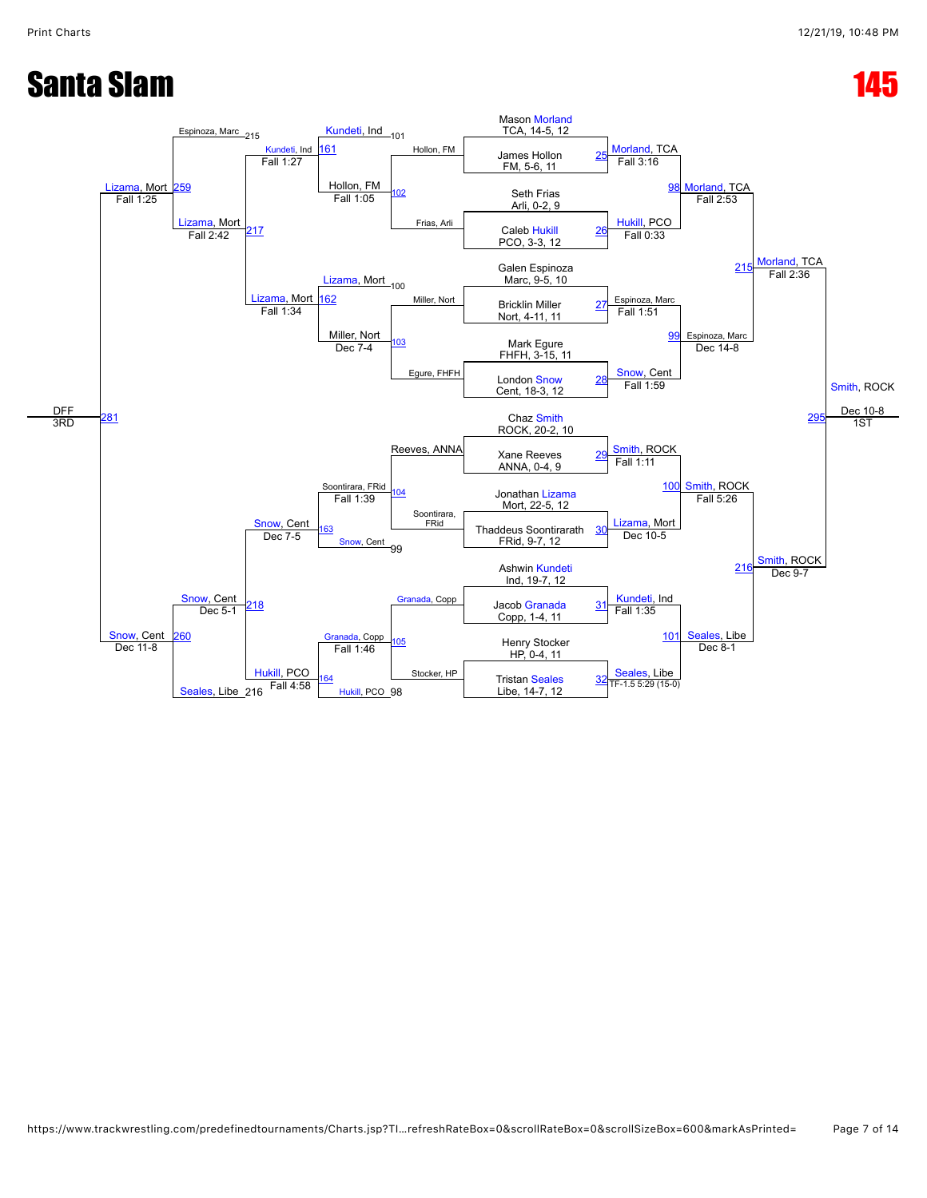# Santa Slam

# 145

## Championship Bracket

| Bout | Wrestler 1 | Wrestler 2 | Winner | Result |
|---|---|---|---|---|
| 25 | Mason Morland, TCA, 14-5, 12 | James Hollon, FM, 5-6, 11 | Morland, TCA | Fall 3:16 |
| 26 | Seth Frias, Arli, 0-2, 9 | Caleb Hukill, PCO, 3-3, 12 | Hukill, PCO | Fall 0:33 |
| 27 | Galen Espinoza, Marc, 9-5, 10 | Bricklin Miller, Nort, 4-11, 11 | Espinoza, Marc | Fall 1:51 |
| 28 | Mark Egure, FHFH, 3-15, 11 | London Snow, Cent, 18-3, 12 | Snow, Cent | Fall 1:59 |
| 29 | Chaz Smith, ROCK, 20-2, 10 | Xane Reeves, ANNA, 0-4, 9 | Smith, ROCK | Fall 1:11 |
| 30 | Jonathan Lizama, Mort, 22-5, 12 | Thaddeus Soontirarath, FRid, 9-7, 12 | Lizama, Mort | Dec 10-5 |
| 31 | Ashwin Kundeti, Ind, 19-7, 12 | Jacob Granada, Copp, 1-4, 11 | Kundeti, Ind | Fall 1:35 |
| 32 | Henry Stocker, HP, 0-4, 11 | Tristan Seales, Libe, 14-7, 12 | Seales, Libe | TF-1.5 5:29 (15-0) |
| 98 | Morland, TCA | Hukill, PCO | Morland, TCA | Fall 2:53 |
| 99 | Espinoza, Marc | Snow, Cent | Espinoza, Marc | Dec 14-8 |
| 100 | Smith, ROCK | Lizama, Mort | Smith, ROCK | Fall 5:26 |
| 101 | Kundeti, Ind | Seales, Libe | Seales, Libe | Dec 8-1 |
| 215 | Morland, TCA | Espinoza, Marc | Morland, TCA | Fall 2:36 |
| 216 | Smith, ROCK | Seales, Libe | Smith, ROCK | Dec 9-7 |
| 295 | Morland, TCA | Smith, ROCK | Smith, ROCK | Dec 10-8 (1ST) |

## Consolation Bracket

| Bout | Wrestler 1 | Wrestler 2 | Winner | Result |
|---|---|---|---|---|
| 102 | Hollon, FM | Frias, Arli | Hollon, FM | Fall 1:05 |
| 103 | Miller, Nort | Egure, FHFH | Miller, Nort | Dec 7-4 |
| 104 | Reeves, ANNA | Soontirara, FRid | Soontirara, FRid | Fall 1:39 |
| 105 | Granada, Copp | Stocker, HP | Granada, Copp | Fall 1:46 |
| 161 | Kundeti, Ind (101) | Hollon, FM | Kundeti, Ind | Fall 1:27 |
| 162 | Lizama, Mort (100) | Miller, Nort | Lizama, Mort | Fall 1:34 |
| 163 | Soontirara, FRid | Snow, Cent (99) | Snow, Cent | Dec 7-5 |
| 164 | Granada, Copp | Hukill, PCO (98) | Hukill, PCO | Fall 4:58 |
| 217 | Kundeti, Ind | Lizama, Mort | Lizama, Mort | Fall 2:42 |
| 218 | Snow, Cent | Hukill, PCO | Snow, Cent | Dec 5-1 |
| 259 | Espinoza, Marc (215) | Lizama, Mort | Lizama, Mort | Fall 1:25 |
| 260 | Snow, Cent | Seales, Libe (216) | Snow, Cent | Dec 11-8 |
| 281 | Lizama, Mort | Snow, Cent | DFF | 3RD |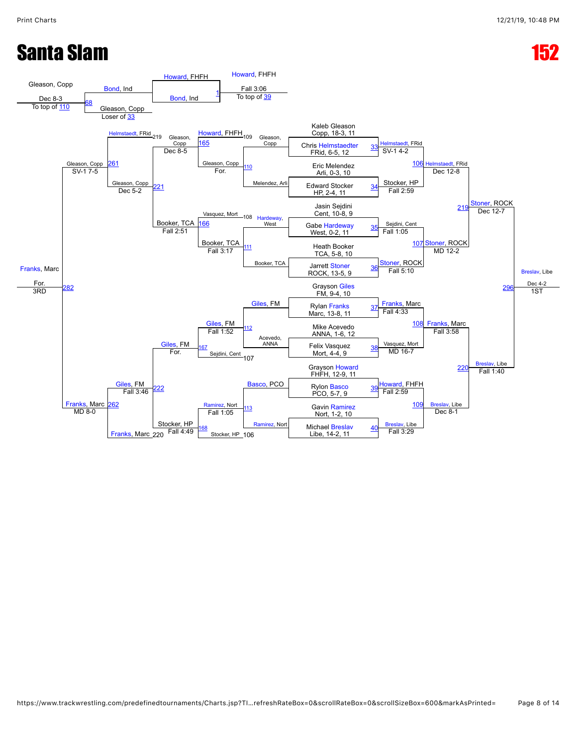# Santa Slam

**152**

## Championship Bracket

### First Round

| Bout | Wrestler 1 | Wrestler 2 | Winner | Result |
|---|---|---|---|---|
| 33 | Kaleb Gleason, Copp, 18-3, 11 | Chris Helmstaedter, FRid, 6-5, 12 | Helmstaedt, FRid | SV-1 4-2 |
| 34 | Eric Melendez, Arli, 0-3, 10 | Edward Stocker, HP, 2-4, 11 | Stocker, HP | Fall 2:59 |
| 35 | Jasin Sejdini, Cent, 10-8, 9 | Gabe Hardeway, West, 0-2, 11 | Sejdini, Cent | Fall 1:05 |
| 36 | Heath Booker, TCA, 5-8, 10 | Jarrett Stoner, ROCK, 13-5, 9 | Stoner, ROCK | Fall 5:10 |
| 37 | Grayson Giles, FM, 9-4, 10 | Rylan Franks, Marc, 13-8, 11 | Franks, Marc | Fall 4:33 |
| 38 | Mike Acevedo, ANNA, 1-6, 12 | Felix Vasquez, Mort, 4-4, 9 | Vasquez, Mort | MD 16-7 |
| 39 | Grayson Howard, FHFH, 12-9, 11 | Rylon Basco, PCO, 5-7, 9 | Howard, FHFH | Fall 2:59 |
| 40 | Gavin Ramirez, Nort, 1-2, 10 | Michael Breslav, Libe, 14-2, 11 | Breslav, Libe | Fall 3:29 |

### Quarterfinals

| Bout | Wrestler 1 | Wrestler 2 | Winner | Result |
|---|---|---|---|---|
| 106 | Helmstaedt, FRid | Stocker, HP | Helmstaedt, FRid | Dec 12-8 |
| 107 | Sejdini, Cent | Stoner, ROCK | Stoner, ROCK | MD 12-2 |
| 108 | Franks, Marc | Vasquez, Mort | Franks, Marc | Fall 3:58 |
| 109 | Howard, FHFH | Breslav, Libe | Breslav, Libe | Dec 8-1 |

### Semifinals

| Bout | Wrestler 1 | Wrestler 2 | Winner | Result |
|---|---|---|---|---|
| 219 | Helmstaedt, FRid | Stoner, ROCK | Stoner, ROCK | Dec 12-7 |
| 220 | Franks, Marc | Breslav, Libe | Breslav, Libe | Fall 1:40 |

### Final

| Bout | Wrestler 1 | Wrestler 2 | Winner | Result |
|---|---|---|---|---|
| 296 | Stoner, ROCK | Breslav, Libe | Breslav, Libe | Dec 4-2 (1ST) |

## Consolation Bracket

### Consolation First Round

| Bout | Wrestler 1 | Wrestler 2 | Winner | Result |
|---|---|---|---|---|
| 110 | Gleason, Copp | Melendez, Arli | Gleason, Copp | For. |
| 111 | Hardeway, West | Booker, TCA | Booker, TCA | Fall 3:17 |
| 112 | Giles, FM | Acevedo, ANNA | Giles, FM | Fall 1:52 |
| 113 | Basco, PCO | Ramirez, Nort | Ramirez, Nort | Fall 1:05 |

### Consolation Second Round

| Bout | Wrestler 1 | Wrestler 2 | Winner | Result |
|---|---|---|---|---|
| 165 | Howard, FHFH (Loser of 109) | Gleason, Copp | Gleason, Copp | Dec 8-5 |
| 166 | Vasquez, Mort (Loser of 108) | Booker, TCA | Booker, TCA | Fall 2:51 |
| 167 | Giles, FM | Sejdini, Cent (Loser of 107) | Giles, FM | For. |
| 168 | Ramirez, Nort | Stocker, HP (Loser of 106) | Stocker, HP | Fall 4:49 |

### Consolation Quarterfinals

| Bout | Wrestler 1 | Wrestler 2 | Winner | Result |
|---|---|---|---|---|
| 221 | Helmstaedt, FRid (Loser of 219) | Gleason, Copp | Gleason, Copp | Dec 5-2 |
| 222 | Giles, FM | Franks, Marc (Loser of 220) | Giles, FM | Fall 3:46 |

### Consolation Semifinals

| Bout | Wrestler 1 | Wrestler 2 | Winner | Result |
|---|---|---|---|---|
| 261 | Gleason, Copp | Booker, TCA | Gleason, Copp | SV-1 7-5 |
| 262 | Giles, FM | Stocker, HP | Franks, Marc | MD 8-0 |

### 3rd Place

| Bout | Wrestler 1 | Wrestler 2 | Winner | Result |
|---|---|---|---|---|
| 282 | Gleason, Copp | Franks, Marc | Franks, Marc | For. (3RD) |

## Additional Matches

| Bout | Wrestler 1 | Wrestler 2 | Winner | Result |
|---|---|---|---|---|
| 68 | Bond, Ind | Gleason, Copp (Loser of 33) | Gleason, Copp | Dec 8-3 (To top of 110) |
| 1 | Howard, FHFH | Bond, Ind | Howard, FHFH | Fall 3:06 (To top of 39) |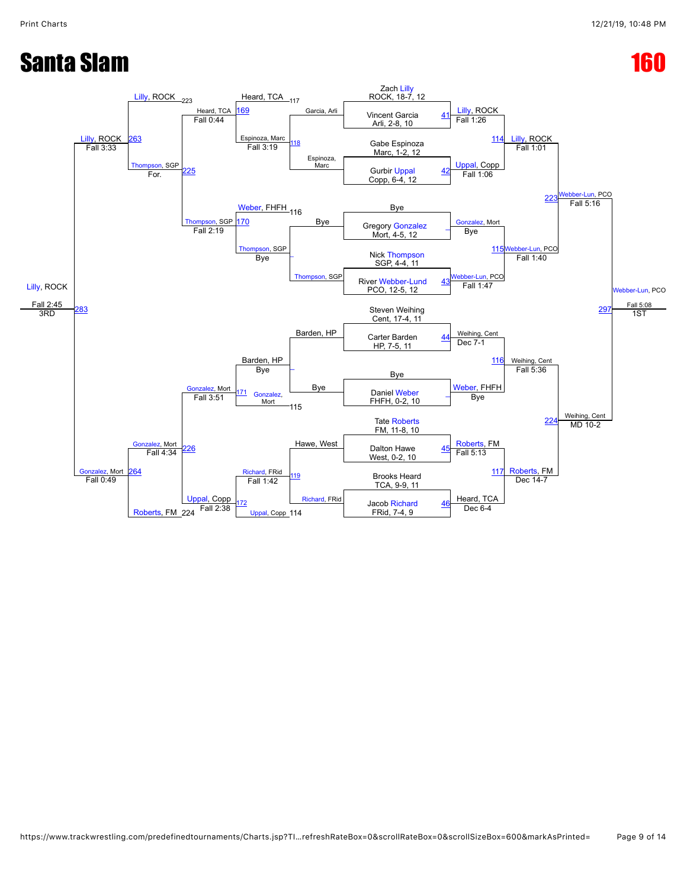# Santa Slam

# 160

## Championship Bracket

**First Round**

- Zach Lilly, ROCK, 18-7, 12 — Bye
- Vincent Garcia, Arli, 2-8, 10 vs Gabe Espinoza, Marc, 1-2, 12 — Match 41
- Gurbir Uppal, Copp, 6-4, 12 vs Gregory Gonzalez, Mort, 4-5, 12 — Match 42 (listed positions)
- Nick Thompson, SGP, 4-4, 11 vs River Webber-Lund, PCO, 12-5, 12 — Match 43
- Steven Weihing, Cent, 17-4, 11 vs Carter Barden, HP, 7-5, 11 — Match 44
- Daniel Weber, FHFH, 0-2, 10 — Bye
- Tate Roberts, FM, 11-8, 10 vs Dalton Hawe, West, 0-2, 10 — Match 45
- Brooks Heard, TCA, 9-9, 11 vs Jacob Richard, FRid, 7-4, 9 — Match 46

**Results (right side)**

- Match 41: Lilly, ROCK — Fall 1:26
- Match 42: Uppal, Copp — Fall 1:06
- Gonzalez, Mort — Bye
- Match 43: Webber-Lun, PCO — Fall 1:47
- Match 44: Weihing, Cent — Dec 7-1
- Weber, FHFH — Bye
- Match 45: Roberts, FM — Fall 5:13
- Match 46: Heard, TCA — Dec 6-4

**Quarterfinals**

- Match 114: Lilly, ROCK — Fall 1:01
- Match 115: Webber-Lun, PCO — Fall 1:40
- Match 116: Weihing, Cent — Fall 5:36
- Match 117: Roberts, FM — Dec 14-7

**Semifinals**

- Match 223: Webber-Lun, PCO — Fall 5:16
- Match 224: Weihing, Cent — MD 10-2

**Final**

- Match 297: Webber-Lun, PCO — Fall 5:08 — **1ST**

## Consolation Bracket

**Consolation Round 1**

- Garcia, Arli vs Espinoza, Marc — Match 118: Espinoza, Marc — Fall 3:19
- Bye vs Thompson, SGP — Thompson, SGP
- Barden, HP vs Bye — Barden, HP
- Hawe, West vs Richard, FRid — Match 119: Richard, FRid

**Consolation Round 2**

- Heard, TCA (117) vs Espinoza, Marc — Match 169: Heard, TCA — Fall 0:44
- Weber, FHFH (116) vs Thompson, SGP — Match 170: Thompson, SGP — Fall 2:19
- Barden, HP vs Gonzalez, Mort (115) — Match 171: Gonzalez, Mort — Fall 3:51
- Richard, FRid vs Uppal, Copp (114) — Match 172: Uppal, Copp — Fall 1:42

**Consolation Round 3**

- Match 225: Heard, TCA vs Thompson, SGP — Thompson, SGP — For.
- Match 226: Gonzalez, Mort vs Uppal, Copp — Gonzalez, Mort — Fall 2:38

**Consolation Semifinals**

- Match 263: Lilly, ROCK (223) vs Thompson, SGP — Lilly, ROCK — Fall 3:33
- Match 264: Gonzalez, Mort vs Roberts, FM (224) — Gonzalez, Mort — Fall 4:34

**3rd Place**

- Match 283: Lilly, ROCK vs Gonzalez, Mort — Lilly, ROCK — Fall 0:49 / Fall 2:45 — **3RD**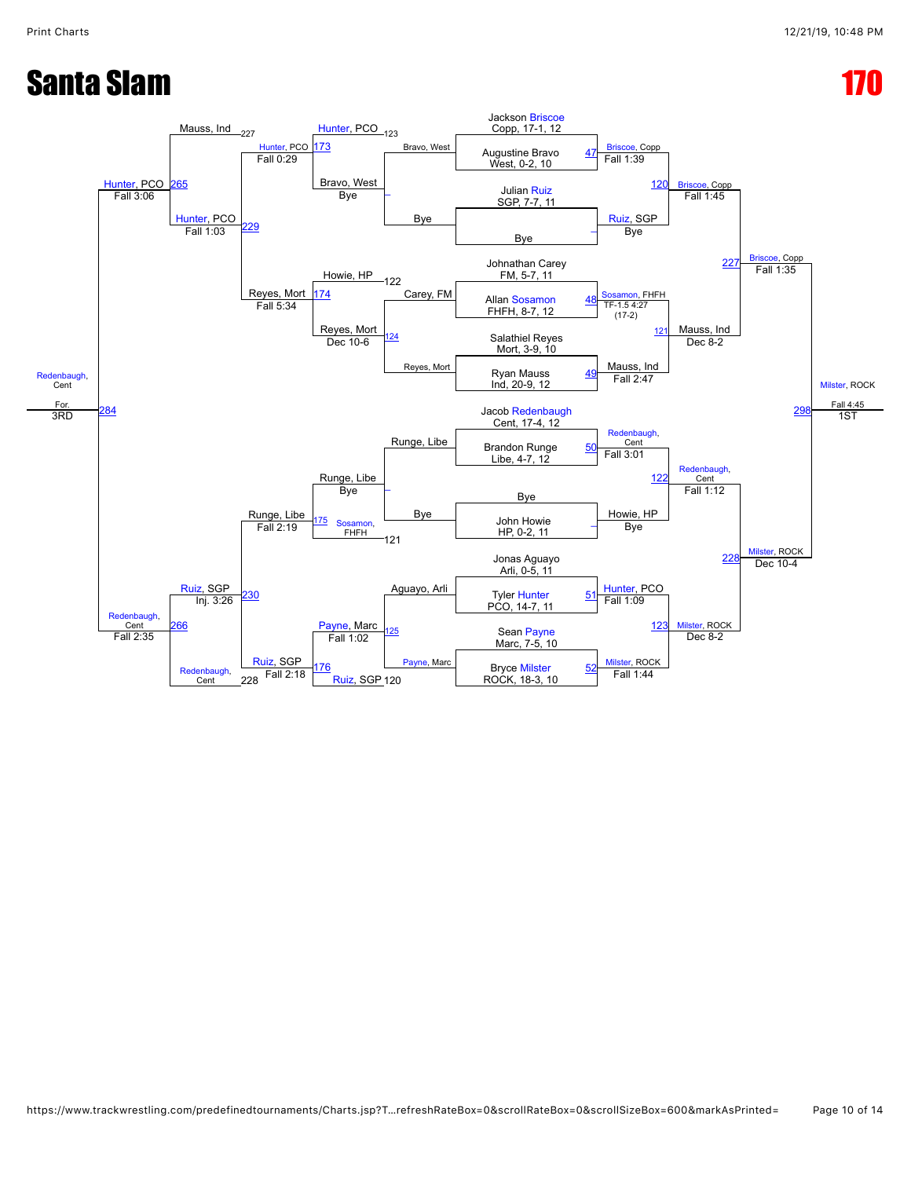# Santa Slam

# 170

## Championship Bracket

**First Round**

| Bout | Wrestler | Opponent | Winner | Result |
|---|---|---|---|---|
| 47 | Jackson Briscoe, Copp, 17-1, 12 | Augustine Bravo, West, 0-2, 10 | Briscoe, Copp | Fall 1:39 |
| – | Julian Ruiz, SGP, 7-7, 11 | Bye | Ruiz, SGP | Bye |
| 48 | Johnathan Carey, FM, 5-7, 11 | Allan Sosamon, FHFH, 8-7, 12 | Sosamon, FHFH | TF-1.5 4:27 (17-2) |
| 49 | Salathiel Reyes, Mort, 3-9, 10 | Ryan Mauss, Ind, 20-9, 12 | Mauss, Ind | Fall 2:47 |
| 50 | Jacob Redenbaugh, Cent, 17-4, 12 | Brandon Runge, Libe, 4-7, 12 | Redenbaugh, Cent | Fall 3:01 |
| – | Bye | John Howie, HP, 0-2, 11 | Howie, HP | Bye |
| 51 | Jonas Aguayo, Arli, 0-5, 11 | Tyler Hunter, PCO, 14-7, 11 | Hunter, PCO | Fall 1:09 |
| 52 | Sean Payne, Marc, 7-5, 10 | Bryce Milster, ROCK, 18-3, 10 | Milster, ROCK | Fall 1:44 |

**Quarterfinals**

| Bout | Winner | Result |
|---|---|---|
| 120 | Briscoe, Copp | Fall 1:45 |
| 121 | Mauss, Ind | Dec 8-2 |
| 122 | Redenbaugh, Cent | Fall 1:12 |
| 123 | Milster, ROCK | Dec 8-2 |

**Semifinals**

| Bout | Winner | Result |
|---|---|---|
| 227 | Briscoe, Copp | Fall 1:35 |
| 228 | Milster, ROCK | Dec 10-4 |

**Final**

| Bout | Winner | Result |
|---|---|---|
| 298 | Milster, ROCK (1ST) | Fall 4:45 |

## Consolation Bracket

**Consolation Round 1**

| Bout | Wrestlers | Winner | Result |
|---|---|---|---|
| – | Bravo, West vs. Bye | Bravo, West | Bye |
| 124 | Carey, FM vs. Reyes, Mort | Reyes, Mort | Dec 10-6 |
| – | Runge, Libe vs. Bye | Runge, Libe | Bye |
| 125 | Aguayo, Arli vs. Payne, Marc | Payne, Marc | Fall 1:02 |

**Consolation Round 2**

| Bout | Wrestlers | Winner | Result |
|---|---|---|---|
| 173 | Hunter, PCO (123) vs. Bravo, West | Hunter, PCO | Fall 0:29 |
| 174 | Howie, HP (122) vs. Reyes, Mort | Reyes, Mort | Fall 5:34 |
| 175 | Runge, Libe vs. Sosamon, FHFH (121) | Runge, Libe | Fall 2:19 |
| 176 | Payne, Marc vs. Ruiz, SGP (120) | Ruiz, SGP | Fall 2:18 |

**Consolation Semifinals**

| Bout | Wrestlers | Winner | Result |
|---|---|---|---|
| 229 | Hunter, PCO vs. Reyes, Mort | Hunter, PCO | Fall 1:03 |
| 230 | Runge, Libe vs. Ruiz, SGP | Ruiz, SGP | Inj. 3:26 |

**Consolation Finals**

| Bout | Wrestlers | Winner | Result |
|---|---|---|---|
| 265 | Mauss, Ind (227) vs. Hunter, PCO | Hunter, PCO | Fall 3:06 |
| 266 | Ruiz, SGP vs. Redenbaugh, Cent (228) | Redenbaugh, Cent | Fall 2:35 |

**3rd Place**

| Bout | Wrestlers | Winner | Result |
|---|---|---|---|
| 284 | Hunter, PCO vs. Redenbaugh, Cent | Redenbaugh, Cent (3RD) | For. |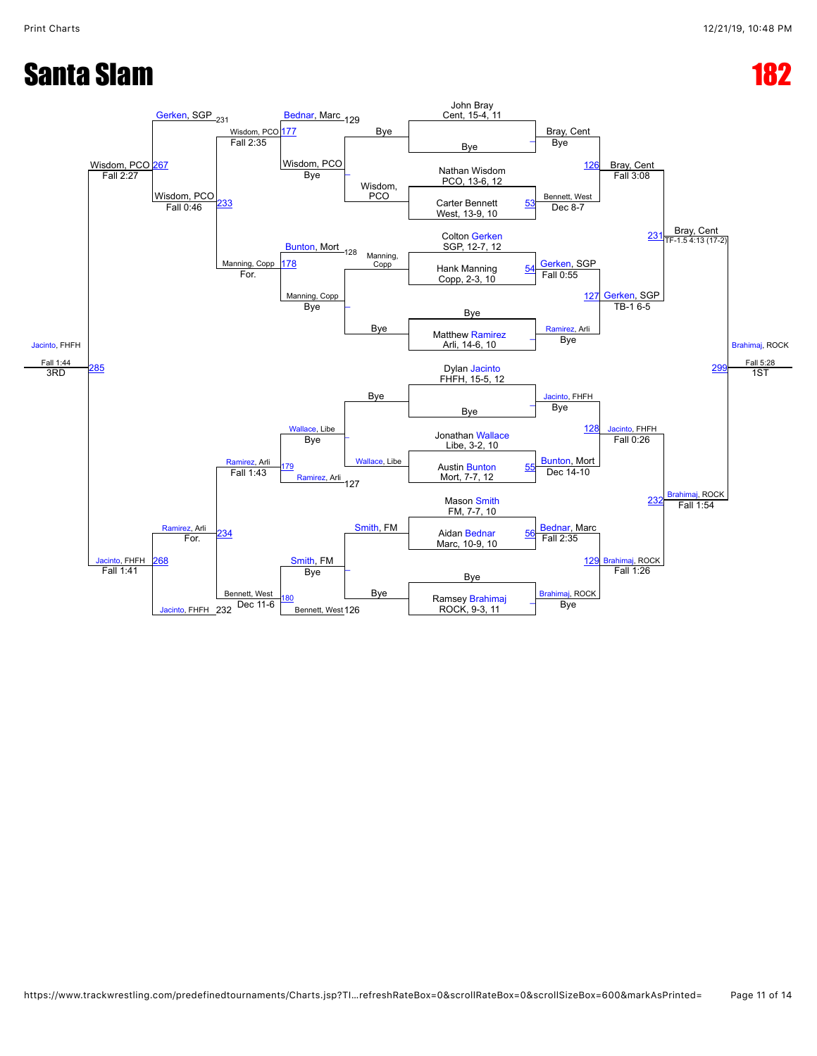# Santa Slam

# 182

## Championship Bracket

### Round 1 / First Round

- John Bray, Cent, 15-4, 11 vs Bye — Winner: Bray, Cent (Bye)
- Nathan Wisdom, PCO, 13-6, 12 vs Carter Bennett, West, 13-9, 10 — Match 53 — Winner: Bennett, West (Dec 8-7)
- Colton Gerken, SGP, 12-7, 12 vs Hank Manning, Copp, 2-3, 10 — Match 54 — Winner: Gerken, SGP (Fall 0:55)
- Bye vs Matthew Ramirez, Arli, 14-6, 10 — Winner: Ramirez, Arli (Bye)
- Dylan Jacinto, FHFH, 15-5, 12 vs Bye — Winner: Jacinto, FHFH (Bye)
- Jonathan Wallace, Libe, 3-2, 10 vs Austin Bunton, Mort, 7-7, 12 — Match 55 — Winner: Bunton, Mort (Dec 14-10)
- Mason Smith, FM, 7-7, 10 vs Aidan Bednar, Marc, 10-9, 10 — Match 56 — Winner: Bednar, Marc (Fall 2:35)
- Bye vs Ramsey Brahimaj, ROCK, 9-3, 11 — Winner: Brahimaj, ROCK (Bye)

### Quarterfinals

- Match 126 — Bray, Cent (Fall 3:08)
- Match 127 — Gerken, SGP (TB-1 6-5)
- Match 128 — Jacinto, FHFH (Fall 0:26)
- Match 129 — Brahimaj, ROCK (Fall 1:26)

### Semifinals

- Match 231 — Bray, Cent (TF-1.5 4:13 (17-2))
- Match 232 — Brahimaj, ROCK (Fall 1:54)

### Final

- Match 299 — Brahimaj, ROCK (Fall 5:28) — 1ST

## Consolation Bracket

### Consolation Round 1

- Bye vs Wisdom, PCO — Winner: Wisdom, PCO
- Manning, Copp vs Bye — Winner: Manning, Copp
- Bye vs Wallace, Libe — Winner: Wallace, Libe
- Smith, FM vs Bye — Winner: Smith, FM

### Consolation Round 2

- Bednar, Marc (129) vs Wisdom, PCO — Match 177 — Winner: Wisdom, PCO (Fall 2:35)
- Bunton, Mort (128) vs Manning, Copp — Match 178 — Winner: Manning, Copp (For.)
- Wallace, Libe vs Ramirez, Arli (127) — Match 179 — Winner: Ramirez, Arli (Fall 1:43)
- Smith, FM vs Bennett, West (126) — Match 180 — Winner: Bennett, West (Dec 11-6)

### Consolation Semifinals

- Gerken, SGP (231) vs Wisdom, PCO — Match 233 — Winner: Wisdom, PCO (Fall 0:46)
- Ramirez, Arli vs Jacinto, FHFH (232) — Match 234 — Winner: Ramirez, Arli (For.)

### Consolation Finals

- Match 267 — Wisdom, PCO (Fall 2:27)
- Match 268 — Jacinto, FHFH (Fall 1:41)

### 3rd Place

- Match 285 — Jacinto, FHFH (Fall 1:44) — 3RD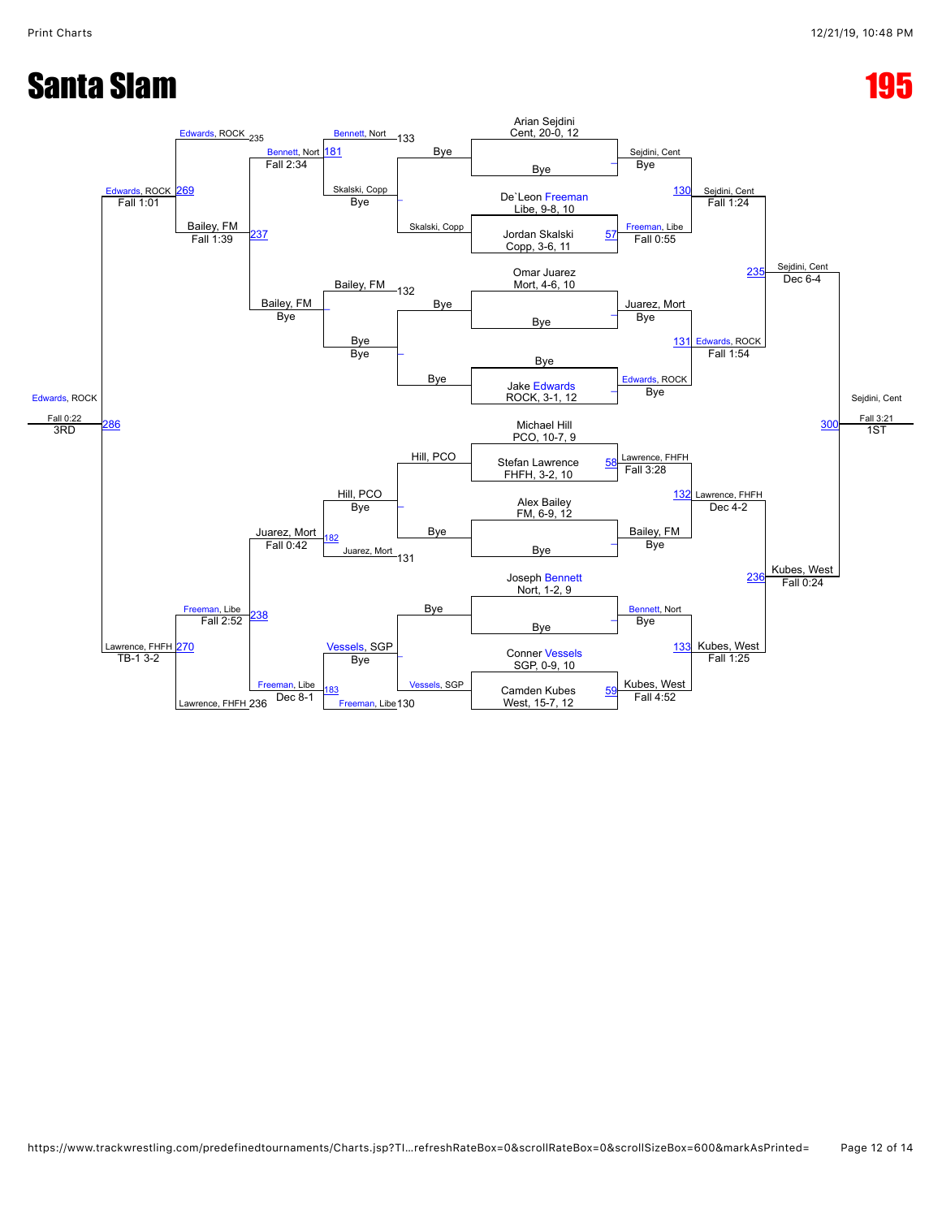# Santa Slam

# 195

## Championship Bracket

**Seeds:**
- Arian Sejdini, Cent, 20-0, 12
- De`Leon Freeman, Libe, 9-8, 10
- Jordan Skalski, Copp, 3-6, 11
- Omar Juarez, Mort, 4-6, 10
- Jake Edwards, ROCK, 3-1, 12
- Michael Hill, PCO, 10-7, 9
- Stefan Lawrence, FHFH, 3-2, 10
- Alex Bailey, FM, 6-9, 12
- Joseph Bennett, Nort, 1-2, 9
- Conner Vessels, SGP, 0-9, 10
- Camden Kubes, West, 15-7, 12

**First Round:**
- Arian Sejdini vs Bye – Sejdini, Cent (Bye)
- De`Leon Freeman vs Jordan Skalski (Match 57) – Freeman, Libe (Fall 0:55)
- Omar Juarez vs Bye – Juarez, Mort (Bye)
- Bye vs Jake Edwards – Edwards, ROCK (Bye)
- Michael Hill vs Stefan Lawrence (Match 58) – Lawrence, FHFH (Fall 3:28)
- Alex Bailey vs Bye – Bailey, FM (Bye)
- Joseph Bennett vs Bye – Bennett, Nort (Bye)
- Conner Vessels vs Camden Kubes (Match 59) – Kubes, West (Fall 4:52)

**Quarterfinals:**
- Match 130: Sejdini, Cent over Freeman, Libe – Fall 1:24
- Match 131: Edwards, ROCK over Juarez, Mort – Fall 1:54
- Match 132: Lawrence, FHFH over Bailey, FM – Dec 4-2
- Match 133: Kubes, West over Bennett, Nort – Fall 1:25

**Semifinals:**
- Match 235: Sejdini, Cent over Edwards, ROCK – Dec 6-4
- Match 236: Kubes, West over Lawrence, FHFH – Fall 0:24

**Final (1ST):**
- Match 300: Sejdini, Cent over Kubes, West – Fall 3:21

## Consolation Bracket

**Consolation Round 1:**
- Skalski, Copp vs Bye – Skalski, Copp (Bye)
- Bye vs Bye – Bye
- Hill, PCO vs Bye – Hill, PCO (Bye)
- Bye vs Vessels, SGP – Vessels, SGP (Bye)

**Consolation Round 2:**
- Bennett, Nort (133) vs Skalski, Copp – Bennett, Nort
- Bailey, FM (132) vs Bye – Bailey, FM (Bye)
- Hill, PCO vs Juarez, Mort (131) – Hill, PCO (Bye)
- Vessels, SGP vs Freeman, Libe (130) – Vessels, SGP (Bye)

**Consolation Round 3:**
- Match 181: Bennett, Nort over Skalski, Copp – Fall 2:34
- Bailey, FM – Bye
- Match 182: Juarez, Mort over Hill, PCO – Fall 0:42
- Match 183: Freeman, Libe over Vessels, SGP – Dec 8-1

**Consolation Semifinals:**
- Match 237: Bailey, FM over Bennett, Nort – Fall 1:39
- Match 238: Freeman, Libe over Juarez, Mort – Fall 2:52

**Consolation Finals:**
- Match 269: Edwards, ROCK (235) over Bailey, FM – Fall 1:01
- Match 270: Lawrence, FHFH (236) over Freeman, Libe – TB-1 3-2

**3rd Place:**
- Match 286: Edwards, ROCK over Lawrence, FHFH – Fall 0:22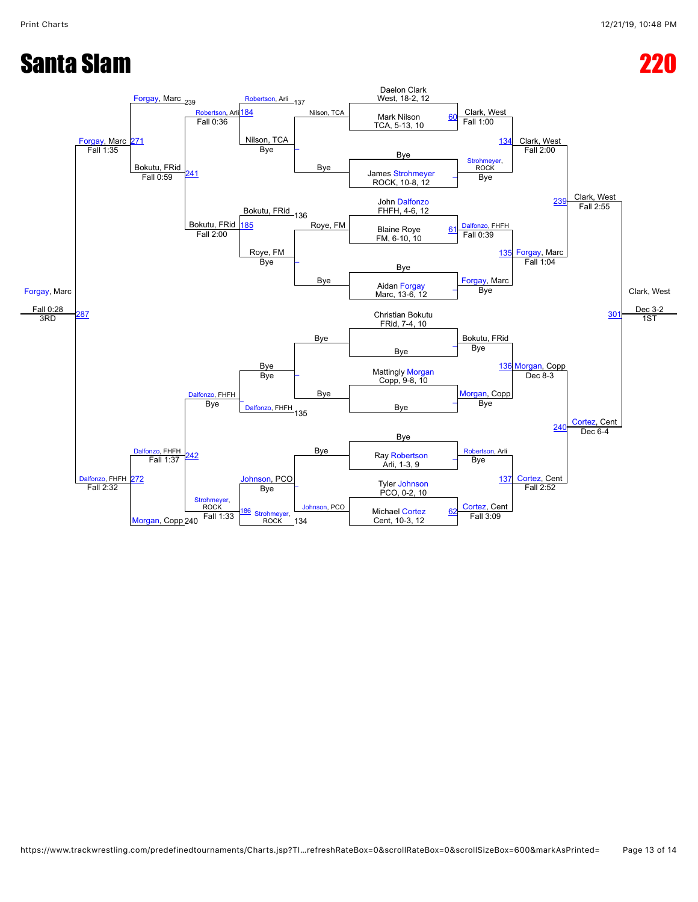# Santa Slam

# 220

## Championship Bracket

**First Round**

- Daelon Clark, West, 18-2, 12 vs. Mark Nilson, TCA, 5-13, 10 — Match 60: Clark, West — Fall 1:00
- Bye vs. James Strohmeyer, ROCK, 10-8, 12 — Strohmeyer, ROCK — Bye
- John Dalfonzo, FHFH, 4-6, 12 vs. Blaine Roye, FM, 6-10, 10 — Match 61: Dalfonzo, FHFH — Fall 0:39
- Bye vs. Aidan Forgay, Marc, 13-6, 12 — Forgay, Marc — Bye
- Christian Bokutu, FRid, 7-4, 10 vs. Bye — Bokutu, FRid — Bye
- Mattingly Morgan, Copp, 9-8, 10 vs. Bye — Morgan, Copp — Bye
- Bye vs. Ray Robertson, Arli, 1-3, 9 — Robertson, Arli — Bye
- Tyler Johnson, PCO, 0-2, 10 vs. Michael Cortez, Cent, 10-3, 12 — Match 62: Cortez, Cent — Fall 3:09

**Quarterfinals**

- Match 134: Clark, West vs. Strohmeyer, ROCK — Clark, West — Fall 2:00
- Match 135: Dalfonzo, FHFH vs. Forgay, Marc — Forgay, Marc — Fall 1:04
- Match 136: Bokutu, FRid vs. Morgan, Copp — Morgan, Copp — Dec 8-3
- Match 137: Robertson, Arli vs. Cortez, Cent — Cortez, Cent — Fall 2:52

**Semifinals**

- Match 239: Clark, West vs. Forgay, Marc — Clark, West — Fall 2:55
- Match 240: Morgan, Copp vs. Cortez, Cent — Cortez, Cent — Dec 6-4

**Final**

- Match 301: Clark, West vs. Cortez, Cent — Clark, West — Dec 3-2 — 1ST

## Consolation Bracket

**Consolation Round 1**

- Nilson, TCA vs. Bye — Nilson, TCA — Bye
- Roye, FM vs. Bye — Roye, FM — Bye
- Bye vs. Bye — Bye
- Bye vs. Johnson, PCO — Johnson, PCO — Bye

**Consolation Round 2**

- Match 184: Robertson, Arli (137) vs. Nilson, TCA — Robertson, Arli — Fall 0:36
- Match 185: Bokutu, FRid (136) vs. Roye, FM — Bokutu, FRid — Fall 2:00
- Dalfonzo, FHFH (135) vs. Bye — Dalfonzo, FHFH — Bye
- Match 186: Johnson, PCO vs. Strohmeyer, ROCK (134) — Strohmeyer, ROCK — Fall 1:33

**Consolation Round 3**

- Match 241: Forgay, Marc (239) vs. Robertson, Arli / Bokutu, FRid — Bokutu, FRid — Fall 0:59
- Match 242: Dalfonzo, FHFH vs. Strohmeyer, ROCK / Morgan, Copp (240) — Dalfonzo, FHFH — Fall 1:37

**Consolation Semifinals**

- Match 271: Forgay, Marc vs. Bokutu, FRid — Forgay, Marc — Fall 1:35
- Match 272: Dalfonzo, FHFH vs. Morgan, Copp — Dalfonzo, FHFH — Fall 2:32

**3rd Place**

- Match 287: Forgay, Marc vs. Dalfonzo, FHFH — Forgay, Marc — Fall 0:28 — 3RD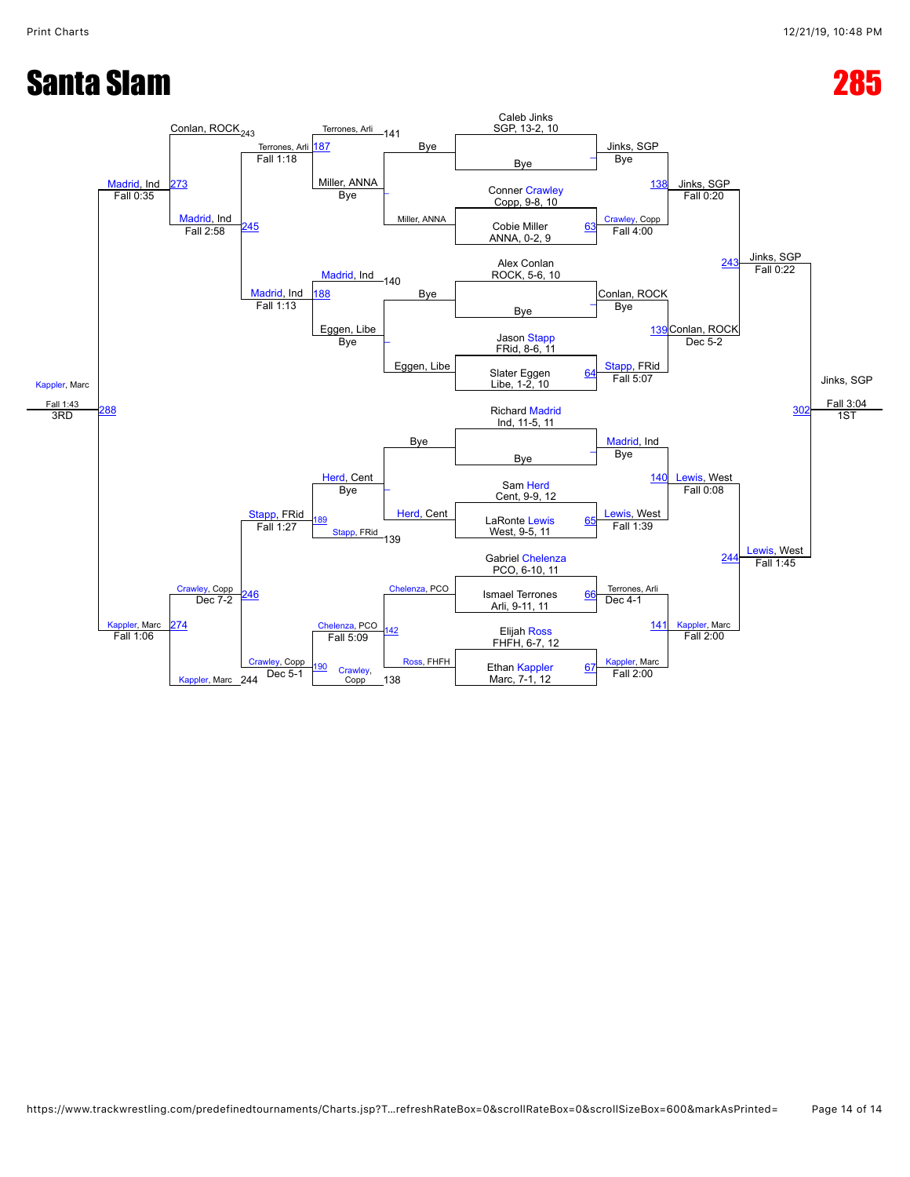# Santa Slam

# 285

Caleb Jinks
SGP, 13-2, 10

Bye

Bye

Jinks, SGP
Bye

Conner Crawley
Copp, 9-8, 10

Cobie Miller
ANNA, 0-2, 9

63

Crawley, Copp
Fall 4:00

138

Jinks, SGP
Fall 0:20

Alex Conlan
ROCK, 5-6, 10

Bye

Bye

Conlan, ROCK
Bye

Jason Stapp
FRid, 8-6, 11

Slater Eggen
Libe, 1-2, 10

64

Stapp, FRid
Fall 5:07

139

Conlan, ROCK
Dec 5-2

243

Jinks, SGP
Fall 0:22

Richard Madrid
Ind, 11-5, 11

Bye

Bye

Madrid, Ind
Bye

Sam Herd
Cent, 9-9, 12

LaRonte Lewis
West, 9-5, 11

65

Lewis, West
Fall 1:39

140

Lewis, West
Fall 0:08

Gabriel Chelenza
PCO, 6-10, 11

Ismael Terrones
Arli, 9-11, 11

66

Terrones, Arli
Dec 4-1

Elijah Ross
FHFH, 6-7, 12

Ethan Kappler
Marc, 7-1, 12

67

Kappler, Marc
Fall 2:00

141

Kappler, Marc
Fall 2:00

244

Lewis, West
Fall 1:45

302

Jinks, SGP
Fall 3:04
1ST

Terrones, Arli 141

Miller, ANNA
Bye

Miller, ANNA

187

Terrones, Arli
Fall 1:18

Madrid, Ind 140

Eggen, Libe
Bye

Eggen, Libe

188

Madrid, Ind
Fall 1:13

245

Madrid, Ind
Fall 2:58

Conlan, ROCK 243

273

Madrid, Ind
Fall 0:35

Herd, Cent
Bye

Herd, Cent

Stapp, FRid 139

189

Stapp, FRid
Fall 1:27

Chelenza, PCO

Ross, FHFH 138

142

Chelenza, PCO
Fall 5:09

Crawley, Copp

190

Crawley, Copp
Dec 5-1

246

Crawley, Copp
Dec 7-2

Kappler, Marc 244

274

Kappler, Marc
Fall 1:06

288

Kappler, Marc
Fall 1:43
3RD